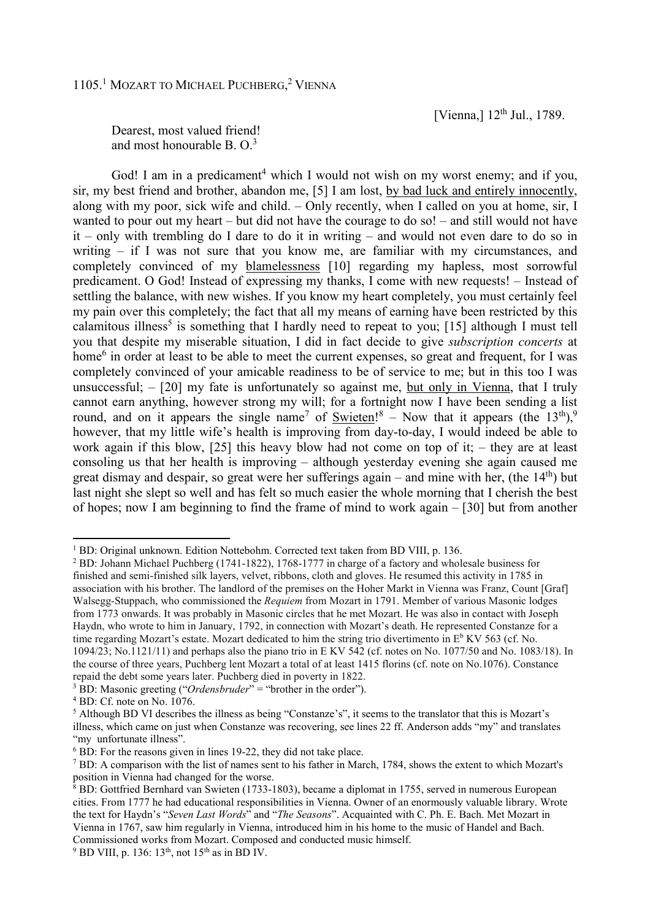# 1105.[1] MOZART TO MICHAEL PUCHBERG,[2] VIENNA

[Vienna,] 12th Jul., 1789.

Dearest, most valued friend!
and most honourable B. O.[3]

God! I am in a predicament[4] which I would not wish on my worst enemy; and if you, sir, my best friend and brother, abandon me, [5] I am lost, by bad luck and entirely innocently, along with my poor, sick wife and child. – Only recently, when I called on you at home, sir, I wanted to pour out my heart – but did not have the courage to do so! – and still would not have it – only with trembling do I dare to do it in writing – and would not even dare to do so in writing – if I was not sure that you know me, are familiar with my circumstances, and completely convinced of my blamelessness [10] regarding my hapless, most sorrowful predicament. O God! Instead of expressing my thanks, I come with new requests! – Instead of settling the balance, with new wishes. If you know my heart completely, you must certainly feel my pain over this completely; the fact that all my means of earning have been restricted by this calamitous illness[5] is something that I hardly need to repeat to you; [15] although I must tell you that despite my miserable situation, I did in fact decide to give *subscription concerts* at home[6] in order at least to be able to meet the current expenses, so great and frequent, for I was completely convinced of your amicable readiness to be of service to me; but in this too I was unsuccessful; – [20] my fate is unfortunately so against me, but only in Vienna, that I truly cannot earn anything, however strong my will; for a fortnight now I have been sending a list round, and on it appears the single name[7] of Swieten![8] – Now that it appears (the 13th),[9] however, that my little wife's health is improving from day-to-day, I would indeed be able to work again if this blow, [25] this heavy blow had not come on top of it; – they are at least consoling us that her health is improving – although yesterday evening she again caused me great dismay and despair, so great were her sufferings again – and mine with her, (the 14th) but last night she slept so well and has felt so much easier the whole morning that I cherish the best of hopes; now I am beginning to find the frame of mind to work again – [30] but from another

---

[1] BD: Original unknown. Edition Nottebohm. Corrected text taken from BD VIII, p. 136.

[2] BD: Johann Michael Puchberg (1741-1822), 1768-1777 in charge of a factory and wholesale business for finished and semi-finished silk layers, velvet, ribbons, cloth and gloves. He resumed this activity in 1785 in association with his brother. The landlord of the premises on the Hoher Markt in Vienna was Franz, Count [Graf] Walsegg-Stuppach, who commissioned the *Requiem* from Mozart in 1791. Member of various Masonic lodges from 1773 onwards. It was probably in Masonic circles that he met Mozart. He was also in contact with Joseph Haydn, who wrote to him in January, 1792, in connection with Mozart's death. He represented Constanze for a time regarding Mozart's estate. Mozart dedicated to him the string trio divertimento in E♭ KV 563 (cf. No. 1094/23; No.1121/11) and perhaps also the piano trio in E KV 542 (cf. notes on No. 1077/50 and No. 1083/18). In the course of three years, Puchberg lent Mozart a total of at least 1415 florins (cf. note on No.1076). Constance repaid the debt some years later. Puchberg died in poverty in 1822.

[3] BD: Masonic greeting ("*Ordensbruder*" = "brother in the order").

[4] BD: Cf. note on No. 1076.

[5] Although BD VI describes the illness as being "Constanze's", it seems to the translator that this is Mozart's illness, which came on just when Constanze was recovering, see lines 22 ff. Anderson adds "my" and translates "my unfortunate illness".

[6] BD: For the reasons given in lines 19-22, they did not take place.

[7] BD: A comparison with the list of names sent to his father in March, 1784, shows the extent to which Mozart's position in Vienna had changed for the worse.

[8] BD: Gottfried Bernhard van Swieten (1733-1803), became a diplomat in 1755, served in numerous European cities. From 1777 he had educational responsibilities in Vienna. Owner of an enormously valuable library. Wrote the text for Haydn's "*Seven Last Words*" and "*The Seasons*". Acquainted with C. Ph. E. Bach. Met Mozart in Vienna in 1767, saw him regularly in Vienna, introduced him in his home to the music of Handel and Bach. Commissioned works from Mozart. Composed and conducted music himself.

[9] BD VIII, p. 136: 13th, not 15th as in BD IV.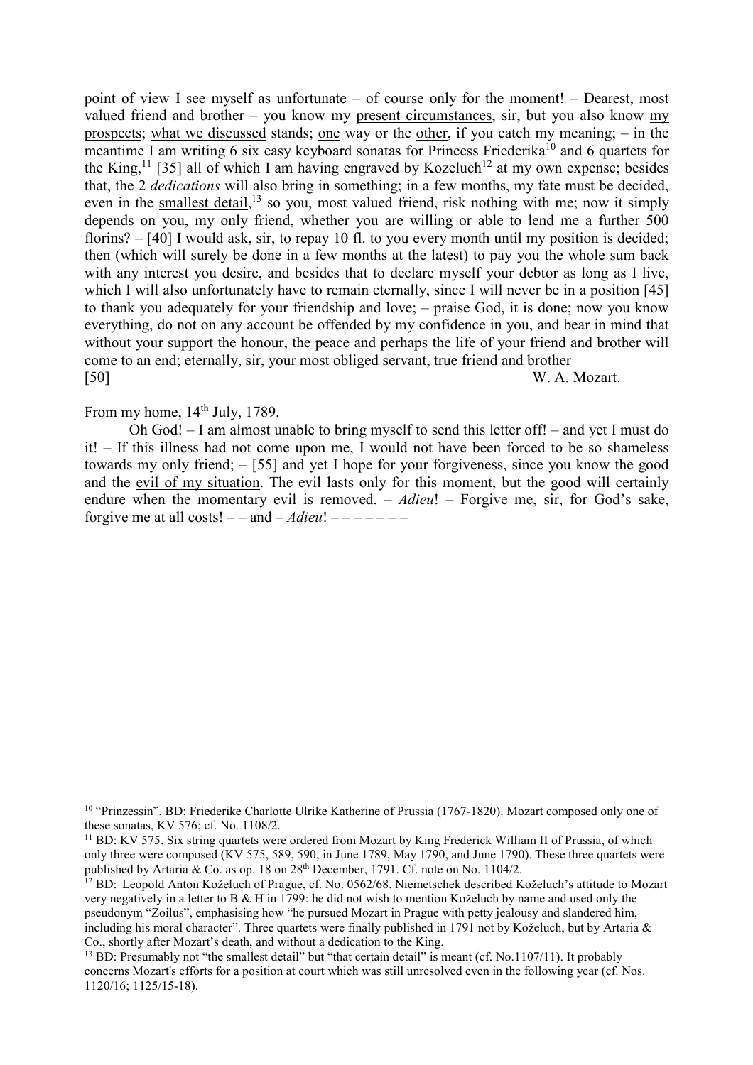point of view I see myself as unfortunate – of course only for the moment! – Dearest, most valued friend and brother – you know my present circumstances, sir, but you also know my prospects; what we discussed stands; one way or the other, if you catch my meaning; – in the meantime I am writing 6 six easy keyboard sonatas for Princess Friederika[10] and 6 quartets for the King,[11] [35] all of which I am having engraved by Kozeluch[12] at my own expense; besides that, the 2 *dedications* will also bring in something; in a few months, my fate must be decided, even in the smallest detail,[13] so you, most valued friend, risk nothing with me; now it simply depends on you, my only friend, whether you are willing or able to lend me a further 500 florins? – [40] I would ask, sir, to repay 10 fl. to you every month until my position is decided; then (which will surely be done in a few months at the latest) to pay you the whole sum back with any interest you desire, and besides that to declare myself your debtor as long as I live, which I will also unfortunately have to remain eternally, since I will never be in a position [45] to thank you adequately for your friendship and love; – praise God, it is done; now you know everything, do not on any account be offended by my confidence in you, and bear in mind that without your support the honour, the peace and perhaps the life of your friend and brother will come to an end; eternally, sir, your most obliged servant, true friend and brother

[50] W. A. Mozart.

From my home, 14th July, 1789.

Oh God! – I am almost unable to bring myself to send this letter off! – and yet I must do it! – If this illness had not come upon me, I would not have been forced to be so shameless towards my only friend; – [55] and yet I hope for your forgiveness, since you know the good and the evil of my situation. The evil lasts only for this moment, but the good will certainly endure when the momentary evil is removed. – *Adieu*! – Forgive me, sir, for God's sake, forgive me at all costs! – – and – *Adieu*! – – – – – – –

---

[10] "Prinzessin". BD: Friederike Charlotte Ulrike Katherine of Prussia (1767-1820). Mozart composed only one of these sonatas, KV 576; cf. No. 1108/2.

[11] BD: KV 575. Six string quartets were ordered from Mozart by King Frederick William II of Prussia, of which only three were composed (KV 575, 589, 590, in June 1789, May 1790, and June 1790). These three quartets were published by Artaria & Co. as op. 18 on 28th December, 1791. Cf. note on No. 1104/2.

[12] BD: Leopold Anton Koželuch of Prague, cf. No. 0562/68. Niemetschek described Koželuch's attitude to Mozart very negatively in a letter to B & H in 1799: he did not wish to mention Koželuch by name and used only the pseudonym "Zoilus", emphasising how "he pursued Mozart in Prague with petty jealousy and slandered him, including his moral character". Three quartets were finally published in 1791 not by Koželuch, but by Artaria & Co., shortly after Mozart's death, and without a dedication to the King.

[13] BD: Presumably not "the smallest detail" but "that certain detail" is meant (cf. No.1107/11). It probably concerns Mozart's efforts for a position at court which was still unresolved even in the following year (cf. Nos. 1120/16; 1125/15-18).